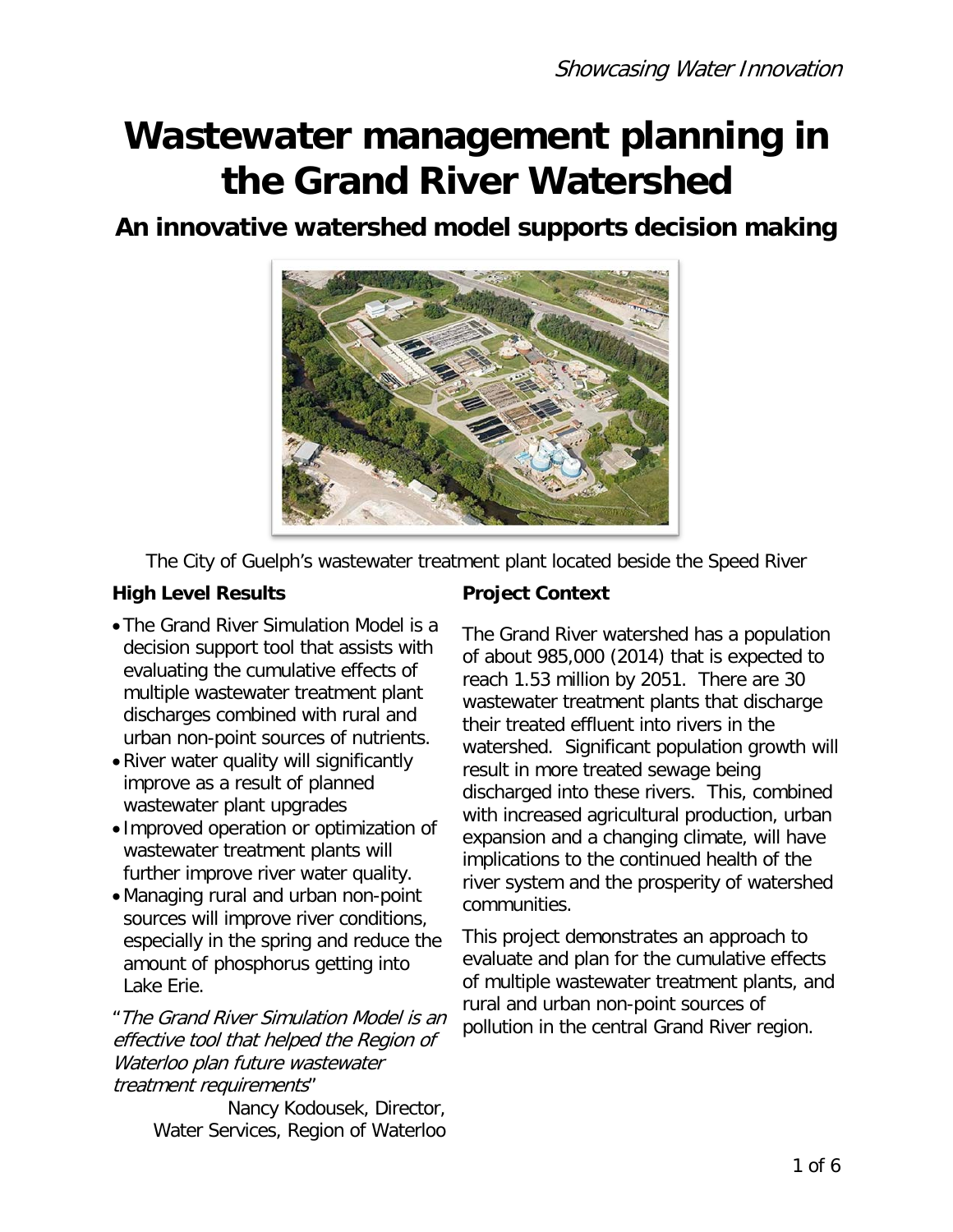*Showcasing Water Innovation*

# Wastewater management planning in the Grand River Watershed

## An innovative watershed model supports decision making

The City of Guelph's wastewater treatment plant located beside the Speed River

### High Level Results

- The Grand River Simulation Model is a decision support tool that assists with evaluating the cumulative effects of multiple wastewater treatment plant discharges combined with rural and urban non-point sources of nutrients.
- River water quality will significantly improve as a result of planned wastewater plant upgrades
- Improved operation or optimization of wastewater treatment plants will further improve river water quality.
- Managing rural and urban non-point sources will improve river conditions, especially in the spring and reduce the amount of phosphorus getting into Lake Erie.

"*The Grand River Simulation Model is an effective tool that helped the Region of Waterloo plan future wastewater treatment requirements*"

Nancy Kodousek, Director, Water Services, Region of Waterloo

### Project Context

The Grand River watershed has a population of about 985,000 (2014) that is expected to reach 1.53 million by 2051. There are 30 wastewater treatment plants that discharge their treated effluent into rivers in the watershed. Significant population growth will result in more treated sewage being discharged into these rivers. This, combined with increased agricultural production, urban expansion and a changing climate, will have implications to the continued health of the river system and the prosperity of watershed communities.

This project demonstrates an approach to evaluate and plan for the cumulative effects of multiple wastewater treatment plants, and rural and urban non-point sources of pollution in the central Grand River region.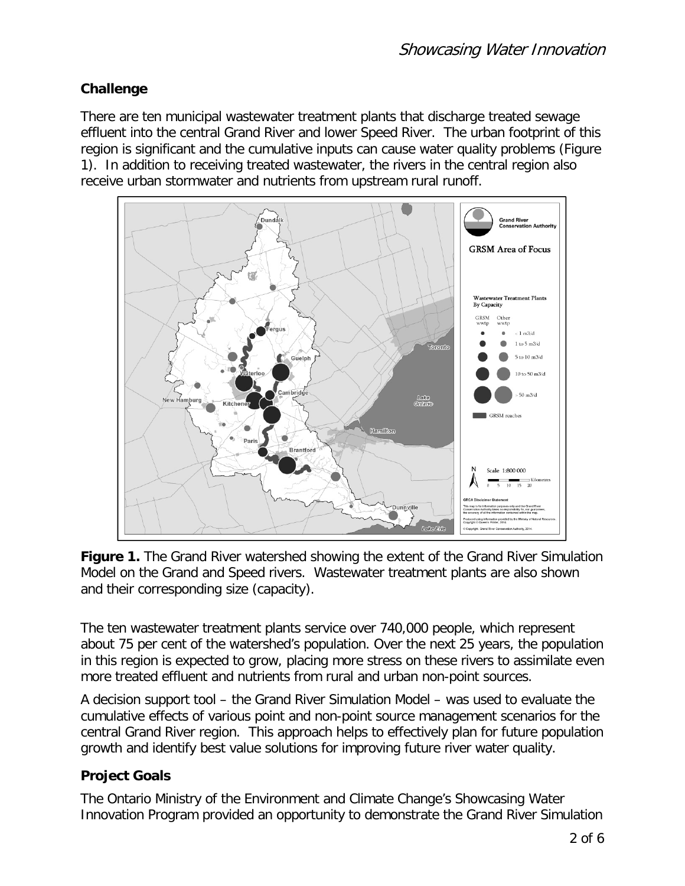## Challenge

There are ten municipal wastewater treatment plants that discharge treated sewage effluent into the central Grand River and lower Speed River. The urban footprint of this region is significant and the cumulative inputs can cause water quality problems (Figure 1). In addition to receiving treated wastewater, the rivers in the central region also receive urban stormwater and nutrients from upstream rural runoff.

**Figure 1.** The Grand River watershed showing the extent of the Grand River Simulation Model on the Grand and Speed rivers. Wastewater treatment plants are also shown and their corresponding size (capacity).

The ten wastewater treatment plants service over 740,000 people, which represent about 75 per cent of the watershed's population. Over the next 25 years, the population in this region is expected to grow, placing more stress on these rivers to assimilate even more treated effluent and nutrients from rural and urban non-point sources.

A decision support tool – the Grand River Simulation Model – was used to evaluate the cumulative effects of various point and non-point source management scenarios for the central Grand River region. This approach helps to effectively plan for future population growth and identify best value solutions for improving future river water quality.

## Project Goals

The Ontario Ministry of the Environment and Climate Change's Showcasing Water Innovation Program provided an opportunity to demonstrate the Grand River Simulation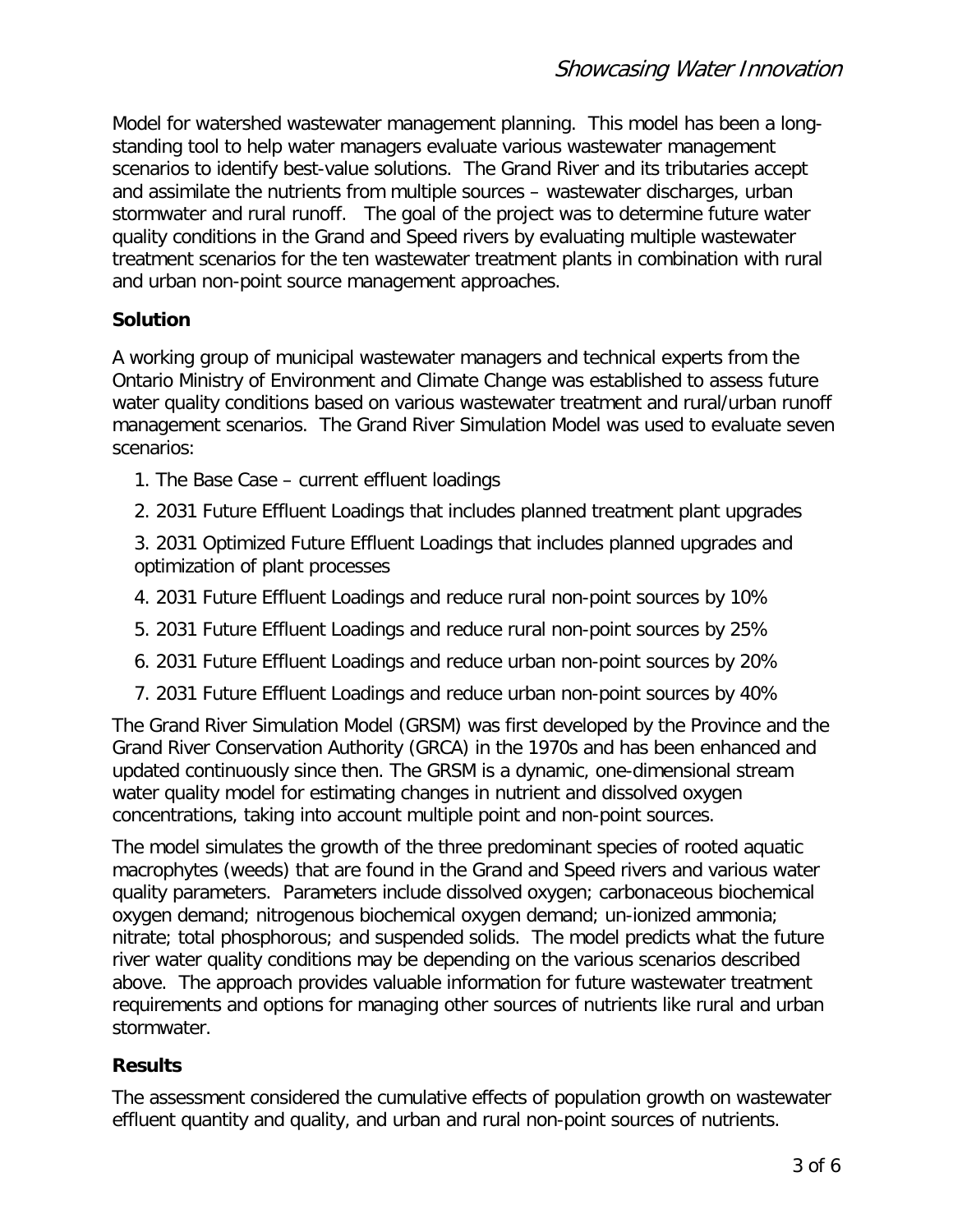Model for watershed wastewater management planning. This model has been a long-standing tool to help water managers evaluate various wastewater management scenarios to identify best-value solutions. The Grand River and its tributaries accept and assimilate the nutrients from multiple sources – wastewater discharges, urban stormwater and rural runoff. The goal of the project was to determine future water quality conditions in the Grand and Speed rivers by evaluating multiple wastewater treatment scenarios for the ten wastewater treatment plants in combination with rural and urban non-point source management approaches.

## Solution

A working group of municipal wastewater managers and technical experts from the Ontario Ministry of Environment and Climate Change was established to assess future water quality conditions based on various wastewater treatment and rural/urban runoff management scenarios. The Grand River Simulation Model was used to evaluate seven scenarios:

1. The Base Case – current effluent loadings
2. 2031 Future Effluent Loadings that includes planned treatment plant upgrades
3. 2031 Optimized Future Effluent Loadings that includes planned upgrades and optimization of plant processes
4. 2031 Future Effluent Loadings and reduce rural non-point sources by 10%
5. 2031 Future Effluent Loadings and reduce rural non-point sources by 25%
6. 2031 Future Effluent Loadings and reduce urban non-point sources by 20%
7. 2031 Future Effluent Loadings and reduce urban non-point sources by 40%

The Grand River Simulation Model (GRSM) was first developed by the Province and the Grand River Conservation Authority (GRCA) in the 1970s and has been enhanced and updated continuously since then. The GRSM is a dynamic, one-dimensional stream water quality model for estimating changes in nutrient and dissolved oxygen concentrations, taking into account multiple point and non-point sources.

The model simulates the growth of the three predominant species of rooted aquatic macrophytes (weeds) that are found in the Grand and Speed rivers and various water quality parameters. Parameters include dissolved oxygen; carbonaceous biochemical oxygen demand; nitrogenous biochemical oxygen demand; un-ionized ammonia; nitrate; total phosphorous; and suspended solids. The model predicts what the future river water quality conditions may be depending on the various scenarios described above. The approach provides valuable information for future wastewater treatment requirements and options for managing other sources of nutrients like rural and urban stormwater.

## Results

The assessment considered the cumulative effects of population growth on wastewater effluent quantity and quality, and urban and rural non-point sources of nutrients.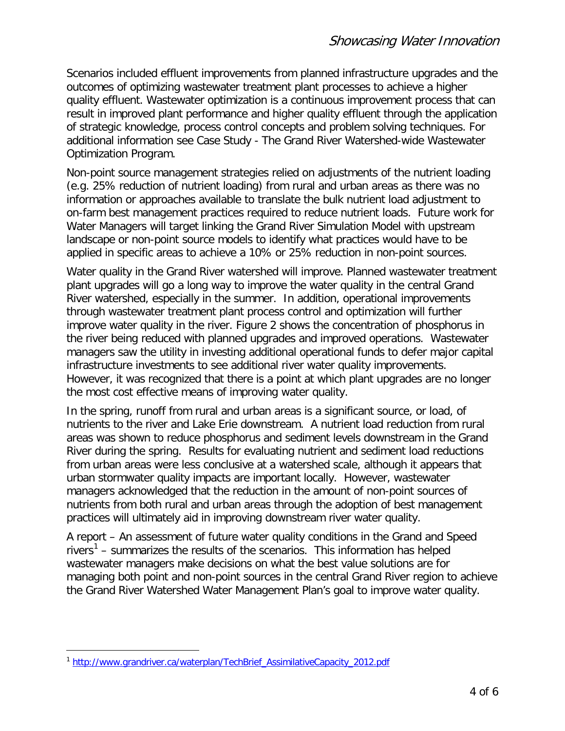Scenarios included effluent improvements from planned infrastructure upgrades and the outcomes of optimizing wastewater treatment plant processes to achieve a higher quality effluent. Wastewater optimization is a continuous improvement process that can result in improved plant performance and higher quality effluent through the application of strategic knowledge, process control concepts and problem solving techniques. For additional information see Case Study - The Grand River Watershed-wide Wastewater Optimization Program.

Non-point source management strategies relied on adjustments of the nutrient loading (e.g. 25% reduction of nutrient loading) from rural and urban areas as there was no information or approaches available to translate the bulk nutrient load adjustment to on-farm best management practices required to reduce nutrient loads. Future work for Water Managers will target linking the Grand River Simulation Model with upstream landscape or non-point source models to identify what practices would have to be applied in specific areas to achieve a 10% or 25% reduction in non-point sources.

Water quality in the Grand River watershed will improve. Planned wastewater treatment plant upgrades will go a long way to improve the water quality in the central Grand River watershed, especially in the summer. In addition, operational improvements through wastewater treatment plant process control and optimization will further improve water quality in the river. Figure 2 shows the concentration of phosphorus in the river being reduced with planned upgrades and improved operations. Wastewater managers saw the utility in investing additional operational funds to defer major capital infrastructure investments to see additional river water quality improvements. However, it was recognized that there is a point at which plant upgrades are no longer the most cost effective means of improving water quality.

In the spring, runoff from rural and urban areas is a significant source, or load, of nutrients to the river and Lake Erie downstream. A nutrient load reduction from rural areas was shown to reduce phosphorus and sediment levels downstream in the Grand River during the spring. Results for evaluating nutrient and sediment load reductions from urban areas were less conclusive at a watershed scale, although it appears that urban stormwater quality impacts are important locally. However, wastewater managers acknowledged that the reduction in the amount of non-point sources of nutrients from both rural and urban areas through the adoption of best management practices will ultimately aid in improving downstream river water quality.

A report – An assessment of future water quality conditions in the Grand and Speed rivers[1] – summarizes the results of the scenarios. This information has helped wastewater managers make decisions on what the best value solutions are for managing both point and non-point sources in the central Grand River region to achieve the Grand River Watershed Water Management Plan's goal to improve water quality.

---

[1] http://www.grandriver.ca/waterplan/TechBrief_AssimilativeCapacity_2012.pdf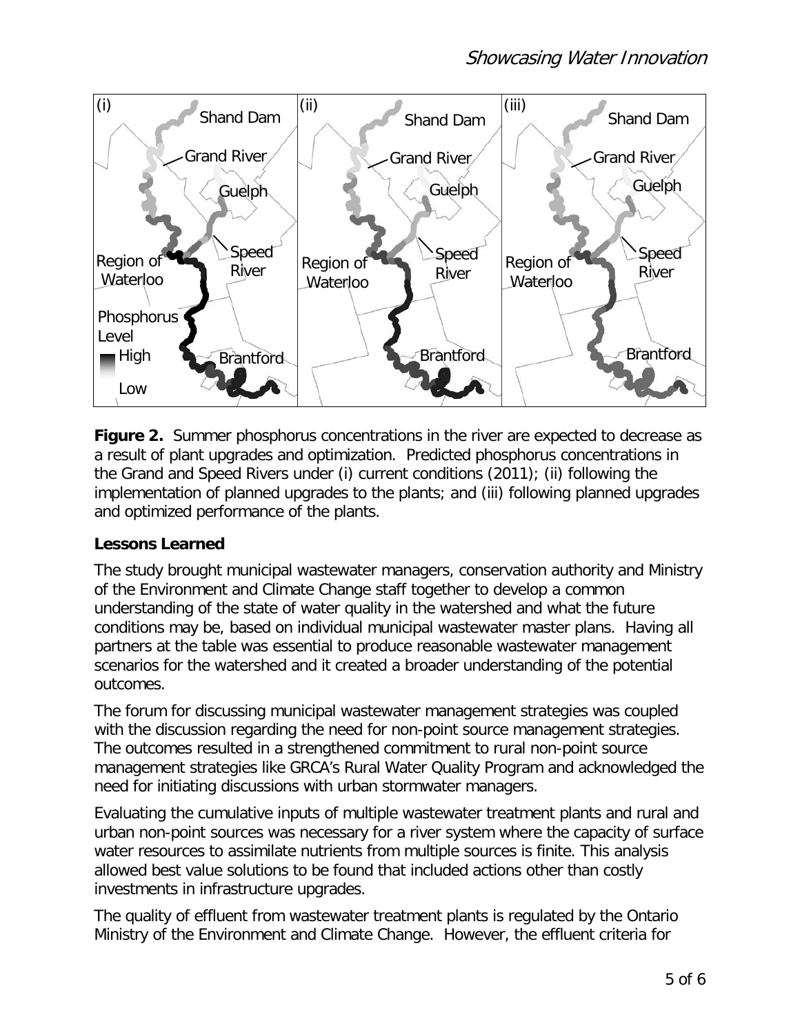**Figure 2.** Summer phosphorus concentrations in the river are expected to decrease as a result of plant upgrades and optimization. Predicted phosphorus concentrations in the Grand and Speed Rivers under (i) current conditions (2011); (ii) following the implementation of planned upgrades to the plants; and (iii) following planned upgrades and optimized performance of the plants.

### Lessons Learned

The study brought municipal wastewater managers, conservation authority and Ministry of the Environment and Climate Change staff together to develop a common understanding of the state of water quality in the watershed and what the future conditions may be, based on individual municipal wastewater master plans. Having all partners at the table was essential to produce reasonable wastewater management scenarios for the watershed and it created a broader understanding of the potential outcomes.

The forum for discussing municipal wastewater management strategies was coupled with the discussion regarding the need for non-point source management strategies. The outcomes resulted in a strengthened commitment to rural non-point source management strategies like GRCA's Rural Water Quality Program and acknowledged the need for initiating discussions with urban stormwater managers.

Evaluating the cumulative inputs of multiple wastewater treatment plants and rural and urban non-point sources was necessary for a river system where the capacity of surface water resources to assimilate nutrients from multiple sources is finite. This analysis allowed best value solutions to be found that included actions other than costly investments in infrastructure upgrades.

The quality of effluent from wastewater treatment plants is regulated by the Ontario Ministry of the Environment and Climate Change. However, the effluent criteria for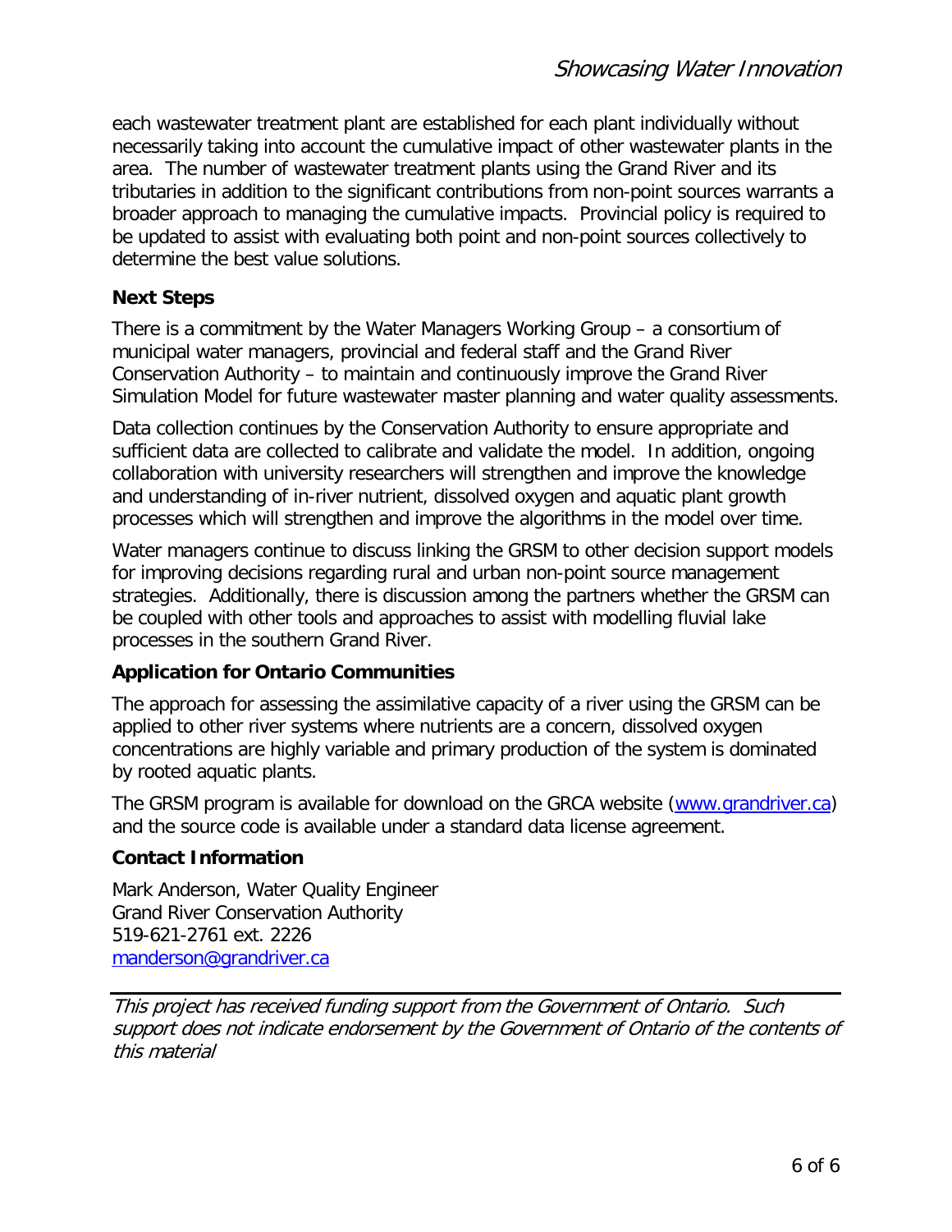each wastewater treatment plant are established for each plant individually without necessarily taking into account the cumulative impact of other wastewater plants in the area. The number of wastewater treatment plants using the Grand River and its tributaries in addition to the significant contributions from non-point sources warrants a broader approach to managing the cumulative impacts. Provincial policy is required to be updated to assist with evaluating both point and non-point sources collectively to determine the best value solutions.

## Next Steps

There is a commitment by the Water Managers Working Group – a consortium of municipal water managers, provincial and federal staff and the Grand River Conservation Authority – to maintain and continuously improve the Grand River Simulation Model for future wastewater master planning and water quality assessments.

Data collection continues by the Conservation Authority to ensure appropriate and sufficient data are collected to calibrate and validate the model. In addition, ongoing collaboration with university researchers will strengthen and improve the knowledge and understanding of in-river nutrient, dissolved oxygen and aquatic plant growth processes which will strengthen and improve the algorithms in the model over time.

Water managers continue to discuss linking the GRSM to other decision support models for improving decisions regarding rural and urban non-point source management strategies. Additionally, there is discussion among the partners whether the GRSM can be coupled with other tools and approaches to assist with modelling fluvial lake processes in the southern Grand River.

## Application for Ontario Communities

The approach for assessing the assimilative capacity of a river using the GRSM can be applied to other river systems where nutrients are a concern, dissolved oxygen concentrations are highly variable and primary production of the system is dominated by rooted aquatic plants.

The GRSM program is available for download on the GRCA website ([www.grandriver.ca](http://www.grandriver.ca)) and the source code is available under a standard data license agreement.

## Contact Information

Mark Anderson, Water Quality Engineer
Grand River Conservation Authority
519-621-2761 ext. 2226
[manderson@grandriver.ca](mailto:manderson@grandriver.ca)

---

*This project has received funding support from the Government of Ontario. Such support does not indicate endorsement by the Government of Ontario of the contents of this material*